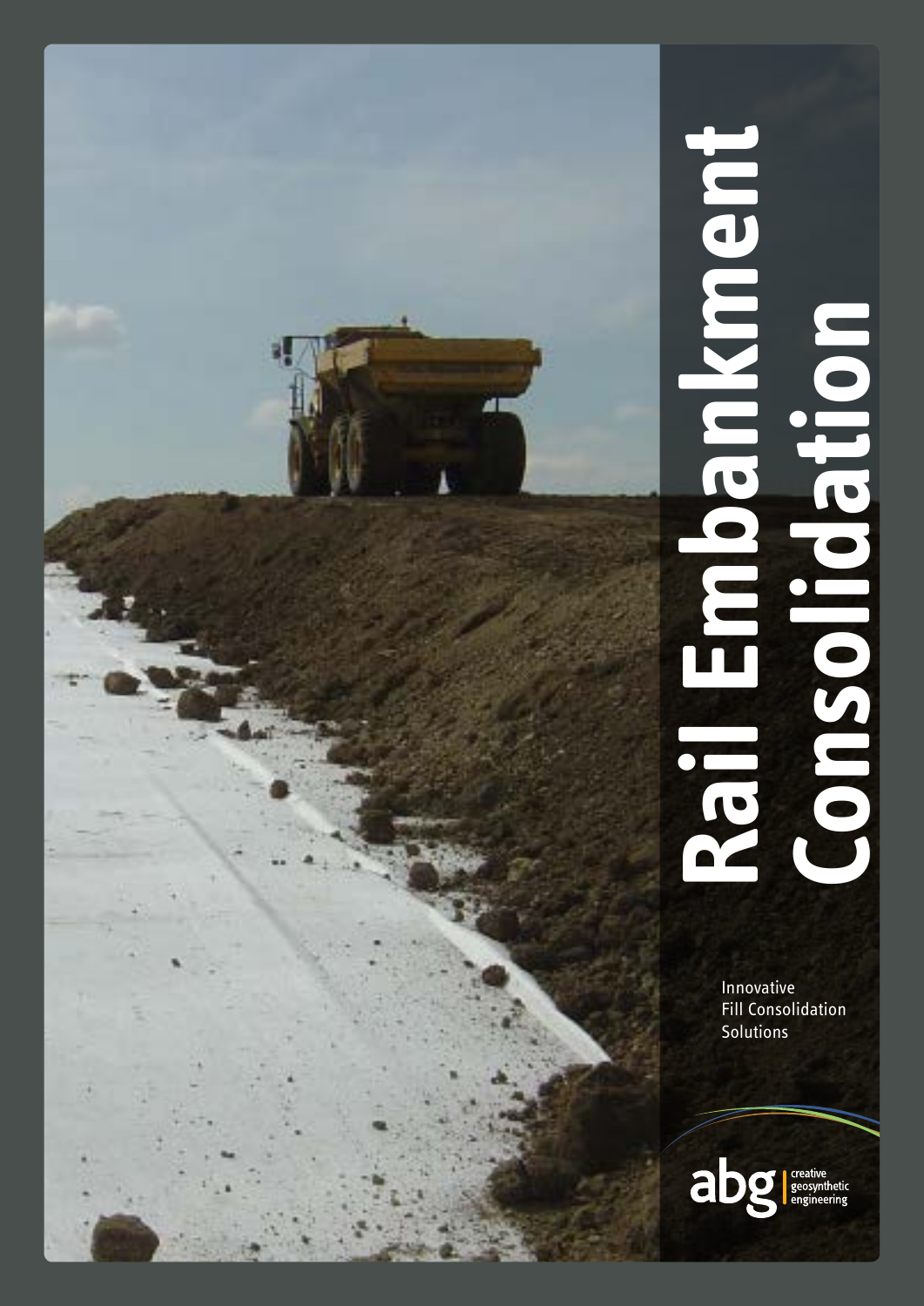# Rail Embankment Consolidation

Innovative
Fill Consolidation
Solutions

abg | creative geosynthetic engineering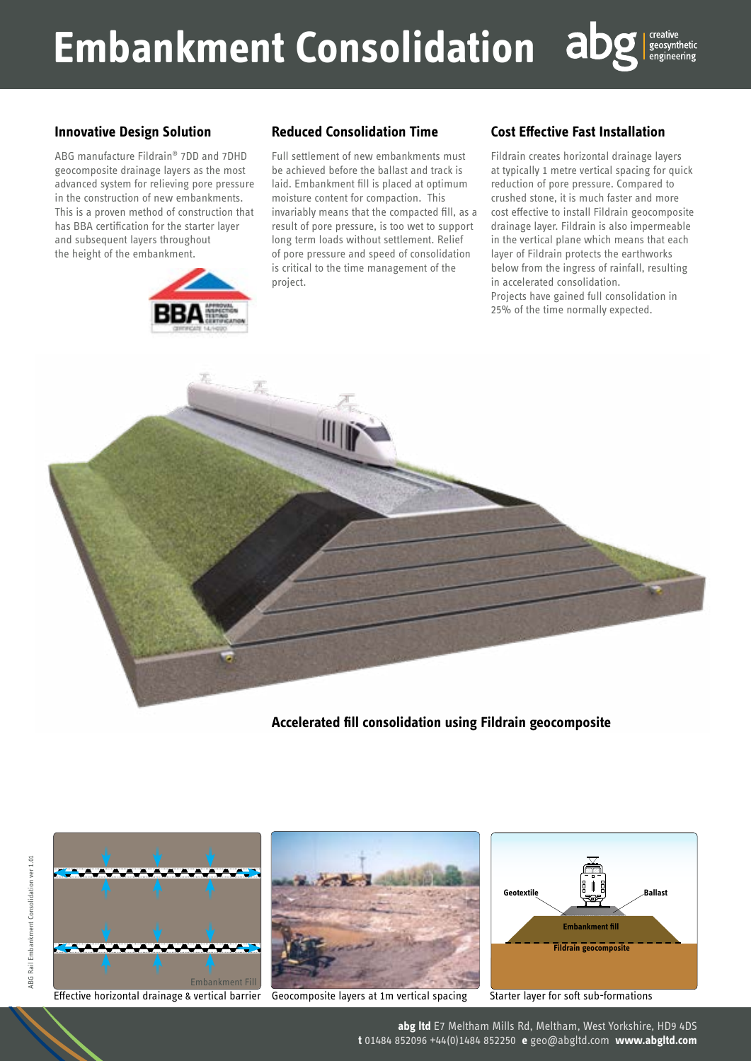# Embankment Consolidation

abg creative geosynthetic engineering

### Innovative Design Solution

ABG manufacture Fildrain® 7DD and 7DHD geocomposite drainage layers as the most advanced system for relieving pore pressure in the construction of new embankments. This is a proven method of construction that has BBA certification for the starter layer and subsequent layers throughout the height of the embankment.

### Reduced Consolidation Time

Full settlement of new embankments must be achieved before the ballast and track is laid. Embankment fill is placed at optimum moisture content for compaction. This invariably means that the compacted fill, as a result of pore pressure, is too wet to support long term loads without settlement. Relief of pore pressure and speed of consolidation is critical to the time management of the project.

### Cost Effective Fast Installation

Fildrain creates horizontal drainage layers at typically 1 metre vertical spacing for quick reduction of pore pressure. Compared to crushed stone, it is much faster and more cost effective to install Fildrain geocomposite drainage layer. Fildrain is also impermeable in the vertical plane which means that each layer of Fildrain protects the earthworks below from the ingress of rainfall, resulting in accelerated consolidation.
Projects have gained full consolidation in 25% of the time normally expected.

**Accelerated fill consolidation using Fildrain geocomposite**

Embankment Fill

Effective horizontal drainage & vertical barrier

Geocomposite layers at 1m vertical spacing

Geotextile
Ballast
Embankment fill
Fildrain geocomposite

Starter layer for soft sub-formations

ABG Rail Embankment Consolidation ver 1.01

**abg ltd** E7 Meltham Mills Rd, Meltham, West Yorkshire, HD9 4DS
**t** 01484 852096 +44(0)1484 852250 **e** geo@abgltd.com **www.abgltd.com**